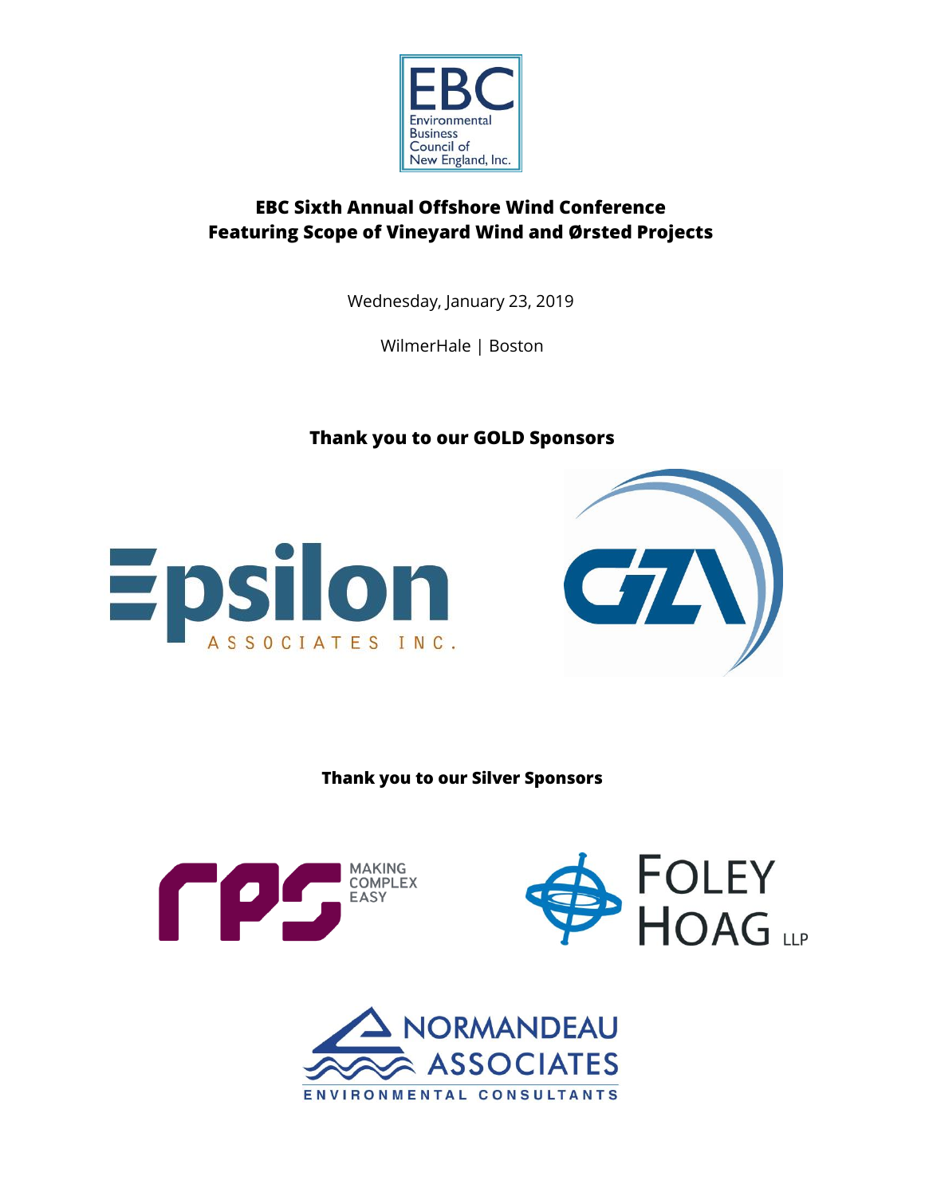EBC

Environmental Business Council of New England, Inc.

# EBC Sixth Annual Offshore Wind Conference
# Featuring Scope of Vineyard Wind and Ørsted Projects

Wednesday, January 23, 2019

WilmerHale | Boston

**Thank you to our GOLD Sponsors**

Epsilon ASSOCIATES INC.

GZA

**Thank you to our Silver Sponsors**

rps MAKING COMPLEX EASY

FOLEY HOAG LLP

NORMANDEAU ASSOCIATES ENVIRONMENTAL CONSULTANTS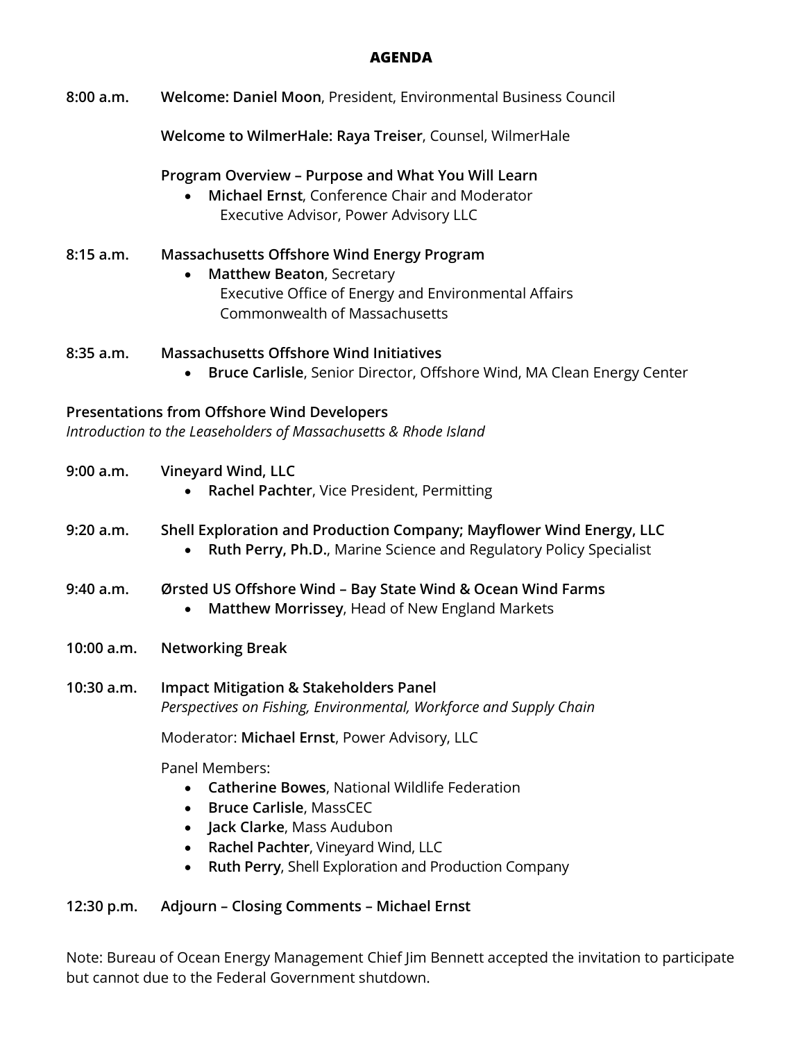## AGENDA

**8:00 a.m.** **Welcome: Daniel Moon**, President, Environmental Business Council

**Welcome to WilmerHale: Raya Treiser**, Counsel, WilmerHale

**Program Overview – Purpose and What You Will Learn**

- **Michael Ernst**, Conference Chair and Moderator
  Executive Advisor, Power Advisory LLC

**8:15 a.m.** **Massachusetts Offshore Wind Energy Program**

- **Matthew Beaton**, Secretary
  Executive Office of Energy and Environmental Affairs
  Commonwealth of Massachusetts

**8:35 a.m.** **Massachusetts Offshore Wind Initiatives**

- **Bruce Carlisle**, Senior Director, Offshore Wind, MA Clean Energy Center

**Presentations from Offshore Wind Developers**

*Introduction to the Leaseholders of Massachusetts & Rhode Island*

**9:00 a.m.** **Vineyard Wind, LLC**

- **Rachel Pachter**, Vice President, Permitting

**9:20 a.m.** **Shell Exploration and Production Company; Mayflower Wind Energy, LLC**

- **Ruth Perry, Ph.D.**, Marine Science and Regulatory Policy Specialist

**9:40 a.m.** **Ørsted US Offshore Wind – Bay State Wind & Ocean Wind Farms**

- **Matthew Morrissey**, Head of New England Markets

**10:00 a.m.** **Networking Break**

**10:30 a.m.** **Impact Mitigation & Stakeholders Panel**

*Perspectives on Fishing, Environmental, Workforce and Supply Chain*

Moderator: **Michael Ernst**, Power Advisory, LLC

Panel Members:

- **Catherine Bowes**, National Wildlife Federation
- **Bruce Carlisle**, MassCEC
- **Jack Clarke**, Mass Audubon
- **Rachel Pachter**, Vineyard Wind, LLC
- **Ruth Perry**, Shell Exploration and Production Company

**12:30 p.m.** **Adjourn – Closing Comments – Michael Ernst**

Note: Bureau of Ocean Energy Management Chief Jim Bennett accepted the invitation to participate but cannot due to the Federal Government shutdown.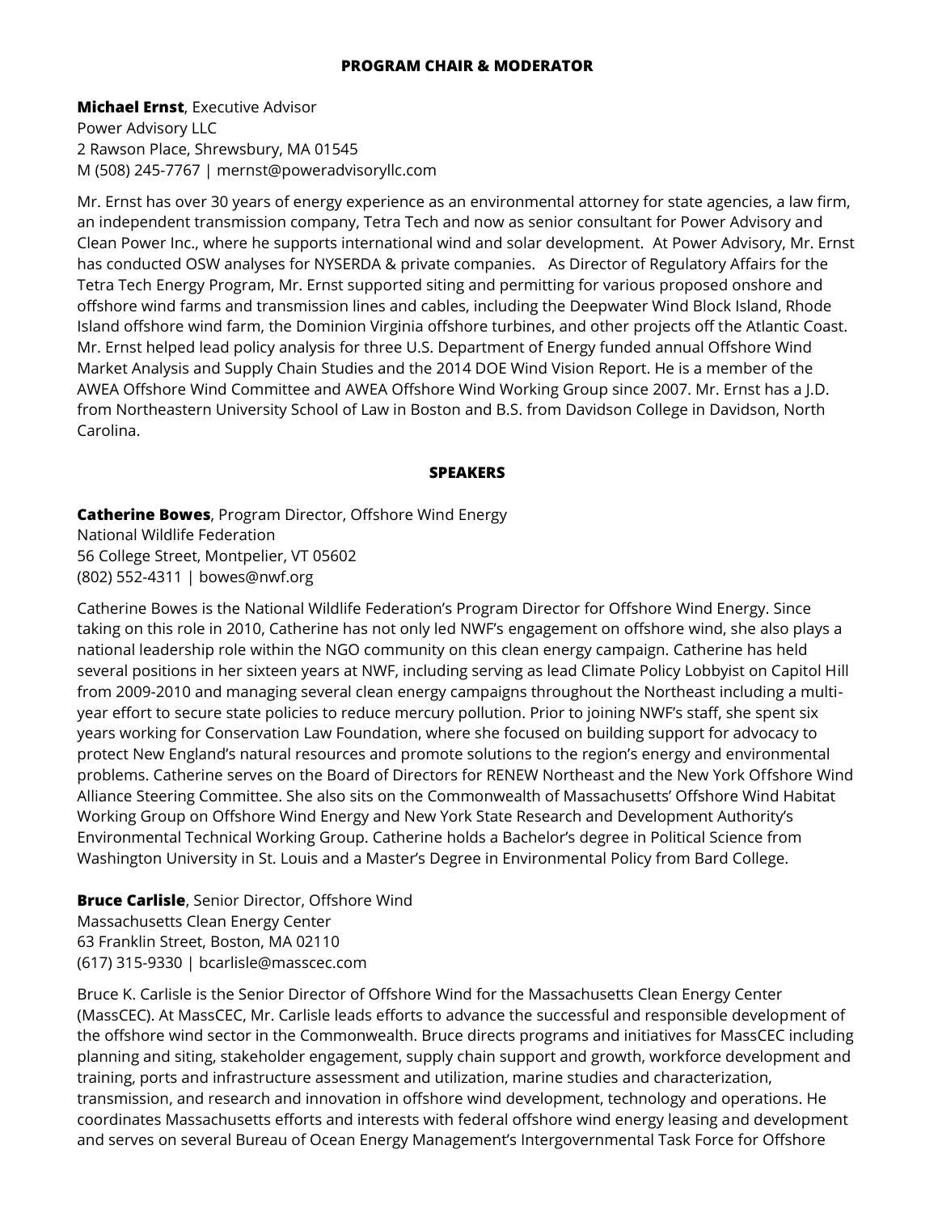**PROGRAM CHAIR & MODERATOR**

**Michael Ernst**, Executive Advisor
Power Advisory LLC
2 Rawson Place, Shrewsbury, MA 01545
M (508) 245-7767 | mernst@poweradvisoryllc.com

Mr. Ernst has over 30 years of energy experience as an environmental attorney for state agencies, a law firm, an independent transmission company, Tetra Tech and now as senior consultant for Power Advisory and Clean Power Inc., where he supports international wind and solar development. At Power Advisory, Mr. Ernst has conducted OSW analyses for NYSERDA & private companies. As Director of Regulatory Affairs for the Tetra Tech Energy Program, Mr. Ernst supported siting and permitting for various proposed onshore and offshore wind farms and transmission lines and cables, including the Deepwater Wind Block Island, Rhode Island offshore wind farm, the Dominion Virginia offshore turbines, and other projects off the Atlantic Coast. Mr. Ernst helped lead policy analysis for three U.S. Department of Energy funded annual Offshore Wind Market Analysis and Supply Chain Studies and the 2014 DOE Wind Vision Report. He is a member of the AWEA Offshore Wind Committee and AWEA Offshore Wind Working Group since 2007. Mr. Ernst has a J.D. from Northeastern University School of Law in Boston and B.S. from Davidson College in Davidson, North Carolina.

**SPEAKERS**

**Catherine Bowes**, Program Director, Offshore Wind Energy
National Wildlife Federation
56 College Street, Montpelier, VT 05602
(802) 552-4311 | bowes@nwf.org

Catherine Bowes is the National Wildlife Federation's Program Director for Offshore Wind Energy. Since taking on this role in 2010, Catherine has not only led NWF's engagement on offshore wind, she also plays a national leadership role within the NGO community on this clean energy campaign. Catherine has held several positions in her sixteen years at NWF, including serving as lead Climate Policy Lobbyist on Capitol Hill from 2009-2010 and managing several clean energy campaigns throughout the Northeast including a multi-year effort to secure state policies to reduce mercury pollution. Prior to joining NWF's staff, she spent six years working for Conservation Law Foundation, where she focused on building support for advocacy to protect New England's natural resources and promote solutions to the region's energy and environmental problems. Catherine serves on the Board of Directors for RENEW Northeast and the New York Offshore Wind Alliance Steering Committee. She also sits on the Commonwealth of Massachusetts' Offshore Wind Habitat Working Group on Offshore Wind Energy and New York State Research and Development Authority's Environmental Technical Working Group. Catherine holds a Bachelor's degree in Political Science from Washington University in St. Louis and a Master's Degree in Environmental Policy from Bard College.

**Bruce Carlisle**, Senior Director, Offshore Wind
Massachusetts Clean Energy Center
63 Franklin Street, Boston, MA 02110
(617) 315-9330 | bcarlisle@masscec.com

Bruce K. Carlisle is the Senior Director of Offshore Wind for the Massachusetts Clean Energy Center (MassCEC). At MassCEC, Mr. Carlisle leads efforts to advance the successful and responsible development of the offshore wind sector in the Commonwealth. Bruce directs programs and initiatives for MassCEC including planning and siting, stakeholder engagement, supply chain support and growth, workforce development and training, ports and infrastructure assessment and utilization, marine studies and characterization, transmission, and research and innovation in offshore wind development, technology and operations. He coordinates Massachusetts efforts and interests with federal offshore wind energy leasing and development and serves on several Bureau of Ocean Energy Management's Intergovernmental Task Force for Offshore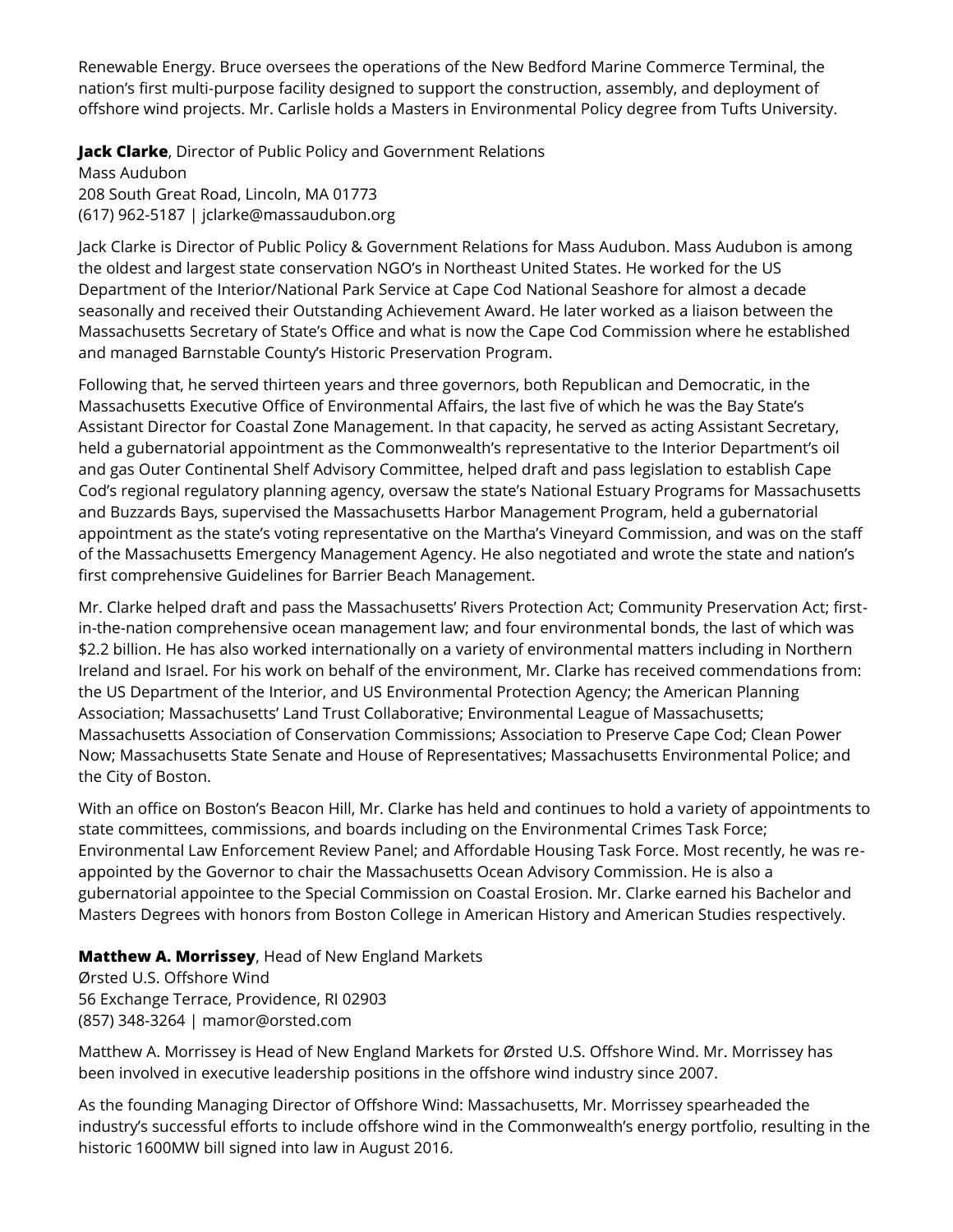Renewable Energy. Bruce oversees the operations of the New Bedford Marine Commerce Terminal, the nation's first multi-purpose facility designed to support the construction, assembly, and deployment of offshore wind projects. Mr. Carlisle holds a Masters in Environmental Policy degree from Tufts University.

**Jack Clarke**, Director of Public Policy and Government Relations
Mass Audubon
208 South Great Road, Lincoln, MA 01773
(617) 962-5187 | jclarke@massaudubon.org

Jack Clarke is Director of Public Policy & Government Relations for Mass Audubon. Mass Audubon is among the oldest and largest state conservation NGO's in Northeast United States. He worked for the US Department of the Interior/National Park Service at Cape Cod National Seashore for almost a decade seasonally and received their Outstanding Achievement Award. He later worked as a liaison between the Massachusetts Secretary of State's Office and what is now the Cape Cod Commission where he established and managed Barnstable County's Historic Preservation Program.

Following that, he served thirteen years and three governors, both Republican and Democratic, in the Massachusetts Executive Office of Environmental Affairs, the last five of which he was the Bay State's Assistant Director for Coastal Zone Management. In that capacity, he served as acting Assistant Secretary, held a gubernatorial appointment as the Commonwealth's representative to the Interior Department's oil and gas Outer Continental Shelf Advisory Committee, helped draft and pass legislation to establish Cape Cod's regional regulatory planning agency, oversaw the state's National Estuary Programs for Massachusetts and Buzzards Bays, supervised the Massachusetts Harbor Management Program, held a gubernatorial appointment as the state's voting representative on the Martha's Vineyard Commission, and was on the staff of the Massachusetts Emergency Management Agency. He also negotiated and wrote the state and nation's first comprehensive Guidelines for Barrier Beach Management.

Mr. Clarke helped draft and pass the Massachusetts' Rivers Protection Act; Community Preservation Act; first-in-the-nation comprehensive ocean management law; and four environmental bonds, the last of which was $2.2 billion. He has also worked internationally on a variety of environmental matters including in Northern Ireland and Israel. For his work on behalf of the environment, Mr. Clarke has received commendations from: the US Department of the Interior, and US Environmental Protection Agency; the American Planning Association; Massachusetts' Land Trust Collaborative; Environmental League of Massachusetts; Massachusetts Association of Conservation Commissions; Association to Preserve Cape Cod; Clean Power Now; Massachusetts State Senate and House of Representatives; Massachusetts Environmental Police; and the City of Boston.

With an office on Boston's Beacon Hill, Mr. Clarke has held and continues to hold a variety of appointments to state committees, commissions, and boards including on the Environmental Crimes Task Force; Environmental Law Enforcement Review Panel; and Affordable Housing Task Force. Most recently, he was re-appointed by the Governor to chair the Massachusetts Ocean Advisory Commission. He is also a gubernatorial appointee to the Special Commission on Coastal Erosion. Mr. Clarke earned his Bachelor and Masters Degrees with honors from Boston College in American History and American Studies respectively.

**Matthew A. Morrissey**, Head of New England Markets
Ørsted U.S. Offshore Wind
56 Exchange Terrace, Providence, RI 02903
(857) 348-3264 | mamor@orsted.com

Matthew A. Morrissey is Head of New England Markets for Ørsted U.S. Offshore Wind. Mr. Morrissey has been involved in executive leadership positions in the offshore wind industry since 2007.

As the founding Managing Director of Offshore Wind: Massachusetts, Mr. Morrissey spearheaded the industry's successful efforts to include offshore wind in the Commonwealth's energy portfolio, resulting in the historic 1600MW bill signed into law in August 2016.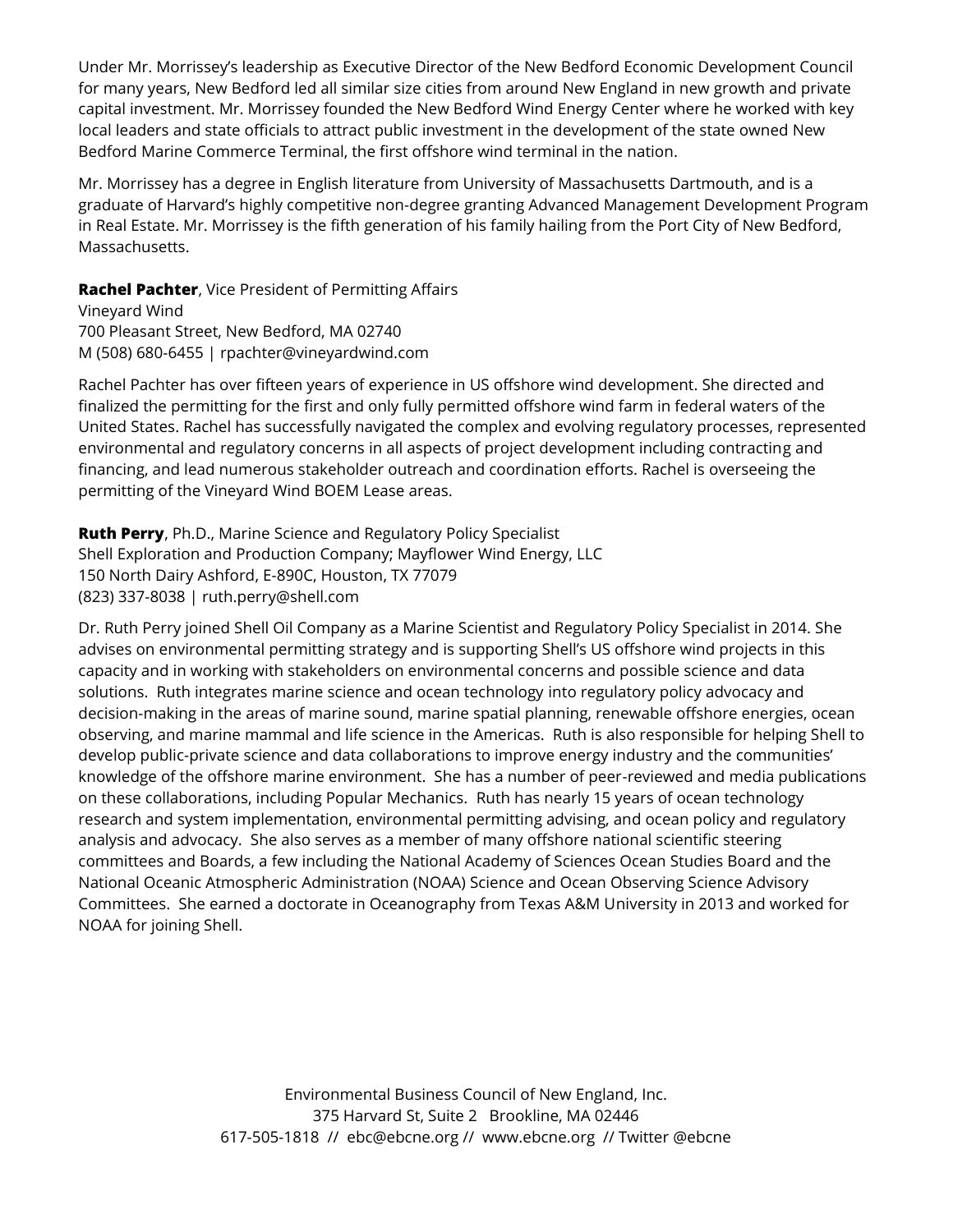Under Mr. Morrissey's leadership as Executive Director of the New Bedford Economic Development Council for many years, New Bedford led all similar size cities from around New England in new growth and private capital investment. Mr. Morrissey founded the New Bedford Wind Energy Center where he worked with key local leaders and state officials to attract public investment in the development of the state owned New Bedford Marine Commerce Terminal, the first offshore wind terminal in the nation.

Mr. Morrissey has a degree in English literature from University of Massachusetts Dartmouth, and is a graduate of Harvard's highly competitive non-degree granting Advanced Management Development Program in Real Estate. Mr. Morrissey is the fifth generation of his family hailing from the Port City of New Bedford, Massachusetts.

**Rachel Pachter**, Vice President of Permitting Affairs
Vineyard Wind
700 Pleasant Street, New Bedford, MA 02740
M (508) 680-6455 | rpachter@vineyardwind.com

Rachel Pachter has over fifteen years of experience in US offshore wind development. She directed and finalized the permitting for the first and only fully permitted offshore wind farm in federal waters of the United States. Rachel has successfully navigated the complex and evolving regulatory processes, represented environmental and regulatory concerns in all aspects of project development including contracting and financing, and lead numerous stakeholder outreach and coordination efforts. Rachel is overseeing the permitting of the Vineyard Wind BOEM Lease areas.

**Ruth Perry**, Ph.D., Marine Science and Regulatory Policy Specialist
Shell Exploration and Production Company; Mayflower Wind Energy, LLC
150 North Dairy Ashford, E-890C, Houston, TX 77079
(823) 337-8038 | ruth.perry@shell.com

Dr. Ruth Perry joined Shell Oil Company as a Marine Scientist and Regulatory Policy Specialist in 2014. She advises on environmental permitting strategy and is supporting Shell's US offshore wind projects in this capacity and in working with stakeholders on environmental concerns and possible science and data solutions. Ruth integrates marine science and ocean technology into regulatory policy advocacy and decision-making in the areas of marine sound, marine spatial planning, renewable offshore energies, ocean observing, and marine mammal and life science in the Americas. Ruth is also responsible for helping Shell to develop public-private science and data collaborations to improve energy industry and the communities' knowledge of the offshore marine environment. She has a number of peer-reviewed and media publications on these collaborations, including Popular Mechanics. Ruth has nearly 15 years of ocean technology research and system implementation, environmental permitting advising, and ocean policy and regulatory analysis and advocacy. She also serves as a member of many offshore national scientific steering committees and Boards, a few including the National Academy of Sciences Ocean Studies Board and the National Oceanic Atmospheric Administration (NOAA) Science and Ocean Observing Science Advisory Committees. She earned a doctorate in Oceanography from Texas A&M University in 2013 and worked for NOAA for joining Shell.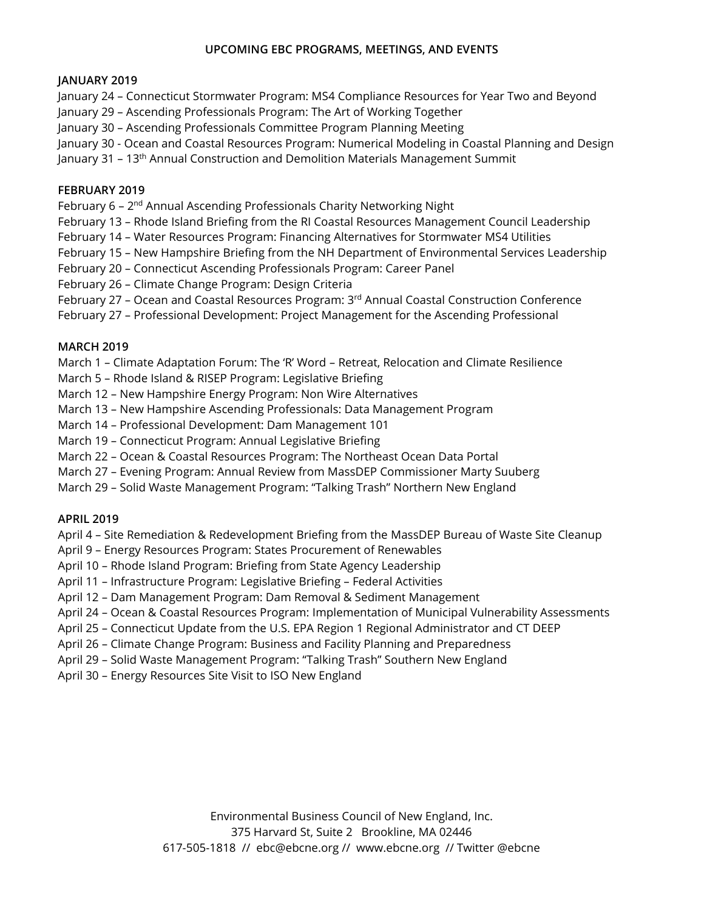## UPCOMING EBC PROGRAMS, MEETINGS, AND EVENTS

**JANUARY 2019**

January 24 – Connecticut Stormwater Program: MS4 Compliance Resources for Year Two and Beyond
January 29 – Ascending Professionals Program: The Art of Working Together
January 30 – Ascending Professionals Committee Program Planning Meeting
January 30 - Ocean and Coastal Resources Program: Numerical Modeling in Coastal Planning and Design
January 31 – 13th Annual Construction and Demolition Materials Management Summit

**FEBRUARY 2019**

February 6 – 2nd Annual Ascending Professionals Charity Networking Night
February 13 – Rhode Island Briefing from the RI Coastal Resources Management Council Leadership
February 14 – Water Resources Program: Financing Alternatives for Stormwater MS4 Utilities
February 15 – New Hampshire Briefing from the NH Department of Environmental Services Leadership
February 20 – Connecticut Ascending Professionals Program: Career Panel
February 26 – Climate Change Program: Design Criteria
February 27 – Ocean and Coastal Resources Program: 3rd Annual Coastal Construction Conference
February 27 – Professional Development: Project Management for the Ascending Professional

**MARCH 2019**

March 1 – Climate Adaptation Forum: The 'R' Word – Retreat, Relocation and Climate Resilience
March 5 – Rhode Island & RISEP Program: Legislative Briefing
March 12 – New Hampshire Energy Program: Non Wire Alternatives
March 13 – New Hampshire Ascending Professionals: Data Management Program
March 14 – Professional Development: Dam Management 101
March 19 – Connecticut Program: Annual Legislative Briefing
March 22 – Ocean & Coastal Resources Program: The Northeast Ocean Data Portal
March 27 – Evening Program: Annual Review from MassDEP Commissioner Marty Suuberg
March 29 – Solid Waste Management Program: "Talking Trash" Northern New England

**APRIL 2019**

April 4 – Site Remediation & Redevelopment Briefing from the MassDEP Bureau of Waste Site Cleanup
April 9 – Energy Resources Program: States Procurement of Renewables
April 10 – Rhode Island Program: Briefing from State Agency Leadership
April 11 – Infrastructure Program: Legislative Briefing – Federal Activities
April 12 – Dam Management Program: Dam Removal & Sediment Management
April 24 – Ocean & Coastal Resources Program: Implementation of Municipal Vulnerability Assessments
April 25 – Connecticut Update from the U.S. EPA Region 1 Regional Administrator and CT DEEP
April 26 – Climate Change Program: Business and Facility Planning and Preparedness
April 29 – Solid Waste Management Program: "Talking Trash" Southern New England
April 30 – Energy Resources Site Visit to ISO New England

Environmental Business Council of New England, Inc.
375 Harvard St, Suite 2 Brookline, MA 02446
617-505-1818 // ebc@ebcne.org // www.ebcne.org // Twitter @ebcne